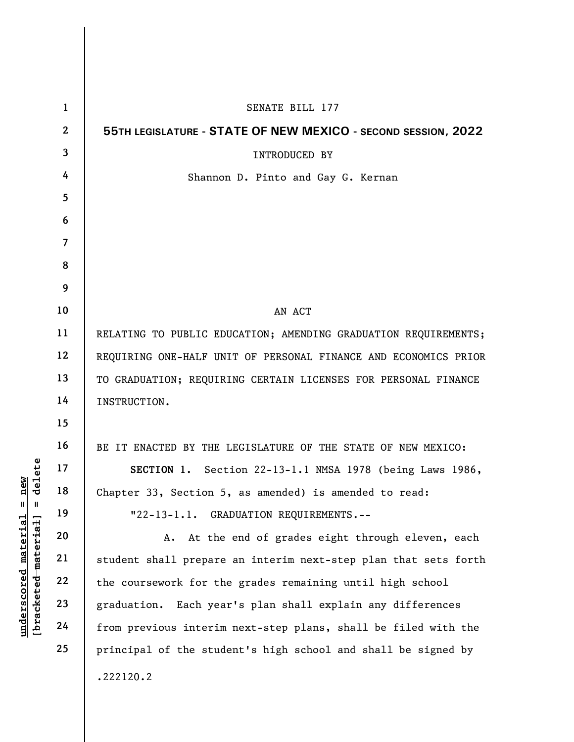SENATE BILL 177

**55TH LEGISLATURE - STATE OF NEW MEXICO - SECOND SESSION, 2022**

INTRODUCED BY

Shannon D. Pinto and Gay G. Kernan

AN ACT

RELATING TO PUBLIC EDUCATION; AMENDING GRADUATION REQUIREMENTS; REQUIRING ONE-HALF UNIT OF PERSONAL FINANCE AND ECONOMICS PRIOR TO GRADUATION; REQUIRING CERTAIN LICENSES FOR PERSONAL FINANCE INSTRUCTION.

BE IT ENACTED BY THE LEGISLATURE OF THE STATE OF NEW MEXICO:

**SECTION 1.** Section 22-13-1.1 NMSA 1978 (being Laws 1986, Chapter 33, Section 5, as amended) is amended to read:

"22-13-1.1. GRADUATION REQUIREMENTS.--

A. At the end of grades eight through eleven, each student shall prepare an interim next-step plan that sets forth the coursework for the grades remaining until high school graduation. Each year's plan shall explain any differences from previous interim next-step plans, shall be filed with the principal of the student's high school and shall be signed by

.222120.2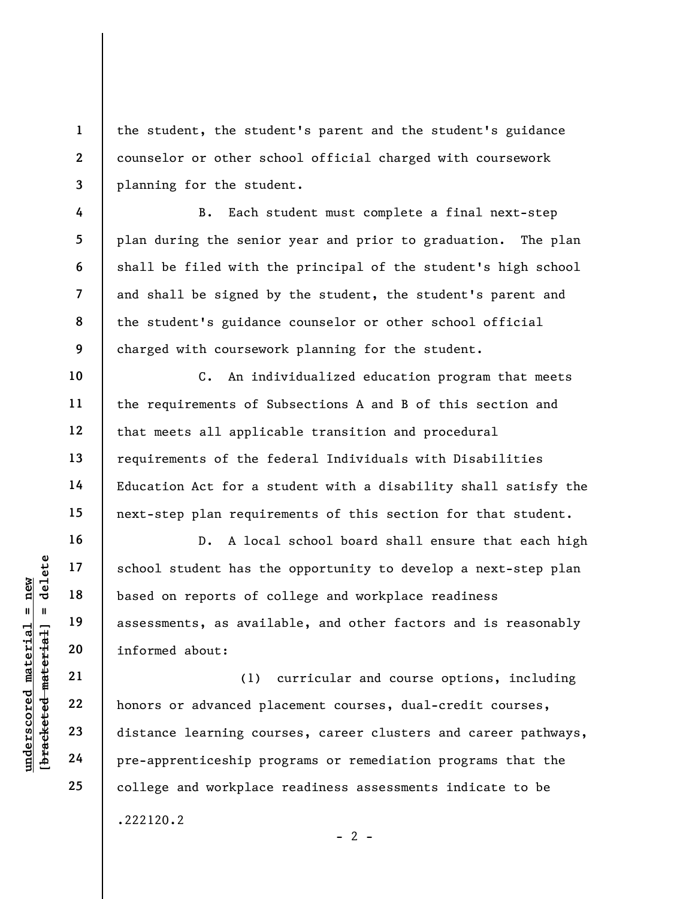the student, the student's parent and the student's guidance counselor or other school official charged with coursework planning for the student.

B. Each student must complete a final next-step plan during the senior year and prior to graduation. The plan shall be filed with the principal of the student's high school and shall be signed by the student, the student's parent and the student's guidance counselor or other school official charged with coursework planning for the student.

C. An individualized education program that meets the requirements of Subsections A and B of this section and that meets all applicable transition and procedural requirements of the federal Individuals with Disabilities Education Act for a student with a disability shall satisfy the next-step plan requirements of this section for that student.

D. A local school board shall ensure that each high school student has the opportunity to develop a next-step plan based on reports of college and workplace readiness assessments, as available, and other factors and is reasonably informed about:

(1) curricular and course options, including honors or advanced placement courses, dual-credit courses, distance learning courses, career clusters and career pathways, pre-apprenticeship programs or remediation programs that the college and workplace readiness assessments indicate to be

.222120.2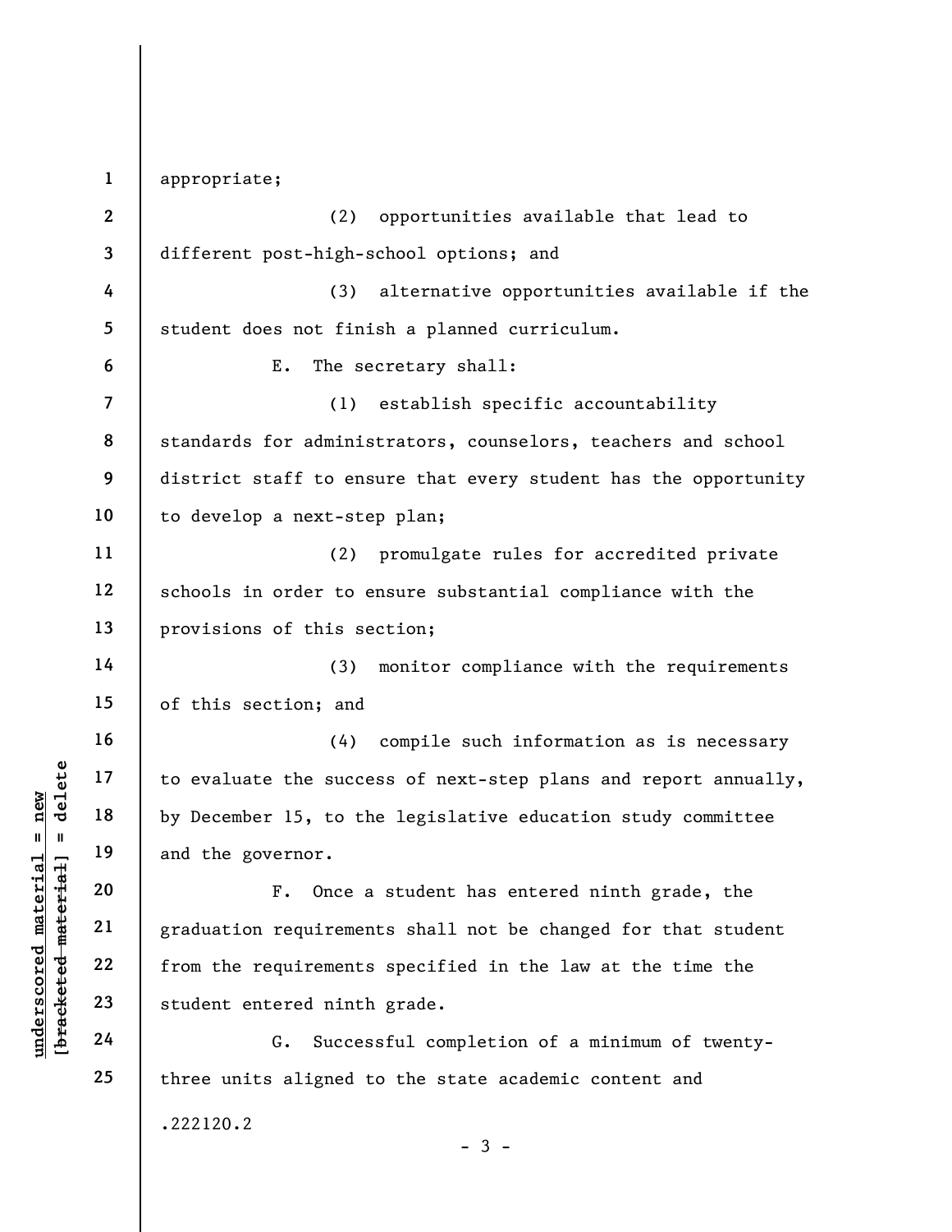appropriate;

(2) opportunities available that lead to different post-high-school options; and

(3) alternative opportunities available if the student does not finish a planned curriculum.

E. The secretary shall:

(1) establish specific accountability standards for administrators, counselors, teachers and school district staff to ensure that every student has the opportunity to develop a next-step plan;

(2) promulgate rules for accredited private schools in order to ensure substantial compliance with the provisions of this section;

(3) monitor compliance with the requirements of this section; and

(4) compile such information as is necessary to evaluate the success of next-step plans and report annually, by December 15, to the legislative education study committee and the governor.

F. Once a student has entered ninth grade, the graduation requirements shall not be changed for that student from the requirements specified in the law at the time the student entered ninth grade.

G. Successful completion of a minimum of twenty-three units aligned to the state academic content and

.222120.2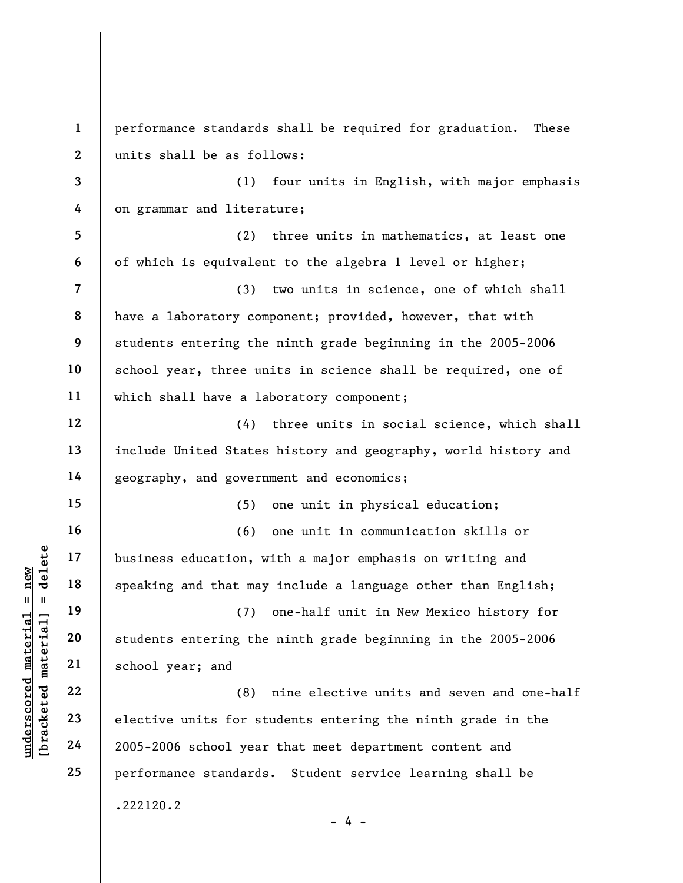performance standards shall be required for graduation. These units shall be as follows:

(1) four units in English, with major emphasis on grammar and literature;

(2) three units in mathematics, at least one of which is equivalent to the algebra 1 level or higher;

(3) two units in science, one of which shall have a laboratory component; provided, however, that with students entering the ninth grade beginning in the 2005-2006 school year, three units in science shall be required, one of which shall have a laboratory component;

(4) three units in social science, which shall include United States history and geography, world history and geography, and government and economics;

(5) one unit in physical education;

(6) one unit in communication skills or business education, with a major emphasis on writing and speaking and that may include a language other than English;

(7) one-half unit in New Mexico history for students entering the ninth grade beginning in the 2005-2006 school year; and

(8) nine elective units and seven and one-half elective units for students entering the ninth grade in the 2005-2006 school year that meet department content and performance standards. Student service learning shall be

.222120.2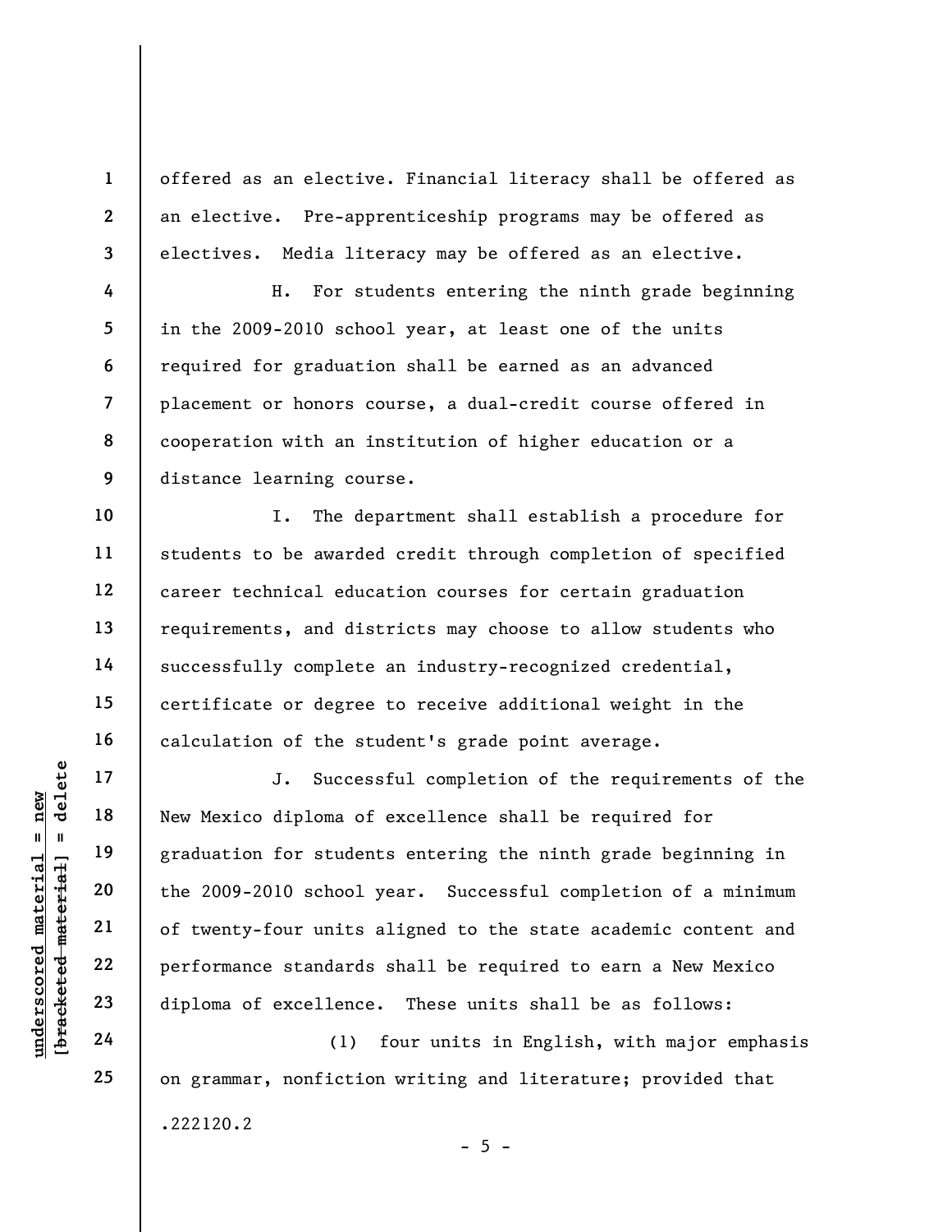offered as an elective. Financial literacy shall be offered as an elective. Pre-apprenticeship programs may be offered as electives. Media literacy may be offered as an elective.

H. For students entering the ninth grade beginning in the 2009-2010 school year, at least one of the units required for graduation shall be earned as an advanced placement or honors course, a dual-credit course offered in cooperation with an institution of higher education or a distance learning course.

I. The department shall establish a procedure for students to be awarded credit through completion of specified career technical education courses for certain graduation requirements, and districts may choose to allow students who successfully complete an industry-recognized credential, certificate or degree to receive additional weight in the calculation of the student's grade point average.

J. Successful completion of the requirements of the New Mexico diploma of excellence shall be required for graduation for students entering the ninth grade beginning in the 2009-2010 school year. Successful completion of a minimum of twenty-four units aligned to the state academic content and performance standards shall be required to earn a New Mexico diploma of excellence. These units shall be as follows:

(1) four units in English, with major emphasis on grammar, nonfiction writing and literature; provided that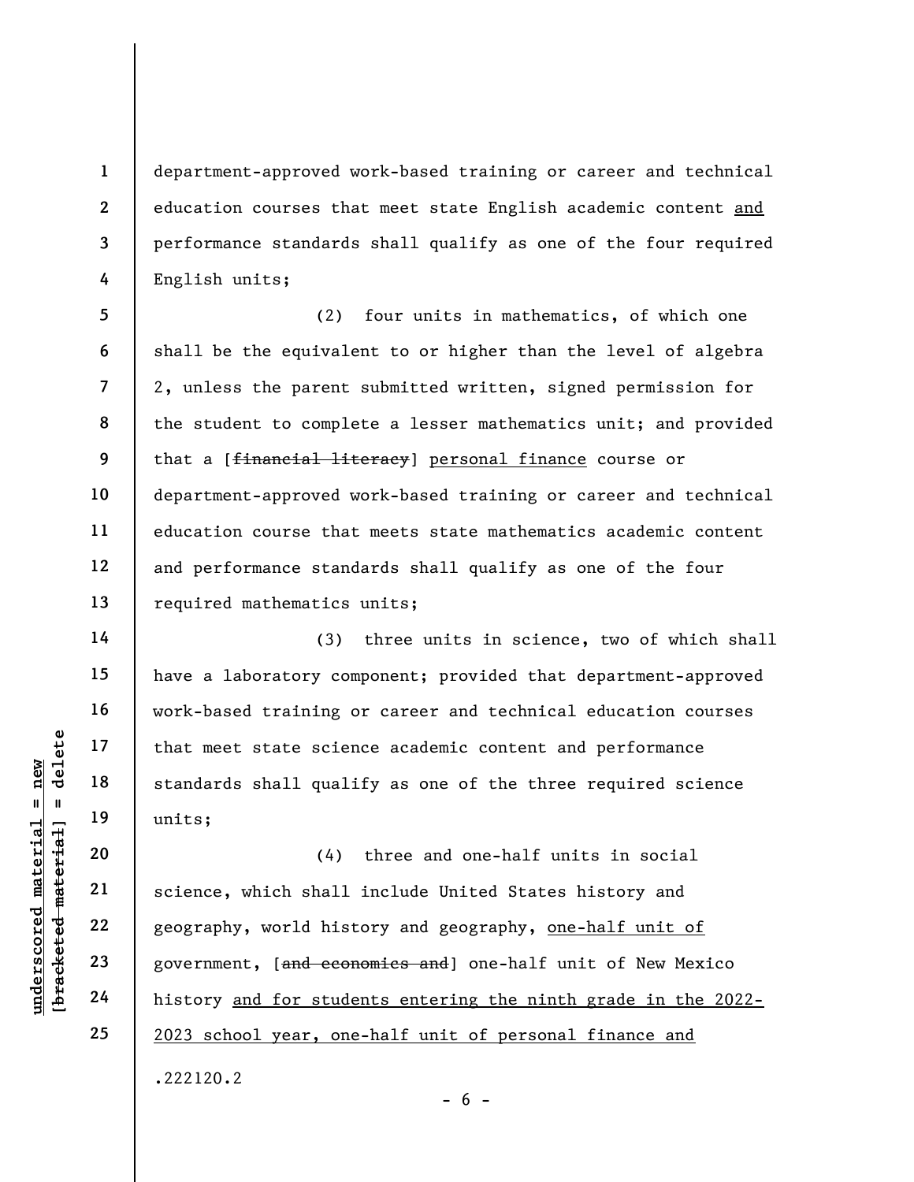department-approved work-based training or career and technical education courses that meet state English academic content <u>and</u> performance standards shall qualify as one of the four required English units;

(2) four units in mathematics, of which one shall be the equivalent to or higher than the level of algebra 2, unless the parent submitted written, signed permission for the student to complete a lesser mathematics unit; and provided that a [~~financial literacy~~] <u>personal finance</u> course or department-approved work-based training or career and technical education course that meets state mathematics academic content and performance standards shall qualify as one of the four required mathematics units;

(3) three units in science, two of which shall have a laboratory component; provided that department-approved work-based training or career and technical education courses that meet state science academic content and performance standards shall qualify as one of the three required science units;

(4) three and one-half units in social science, which shall include United States history and geography, world history and geography, <u>one-half unit of</u> government, [~~and economics and~~] one-half unit of New Mexico history <u>and for students entering the ninth grade in the 2022-2023 school year, one-half unit of personal finance and</u>

.222120.2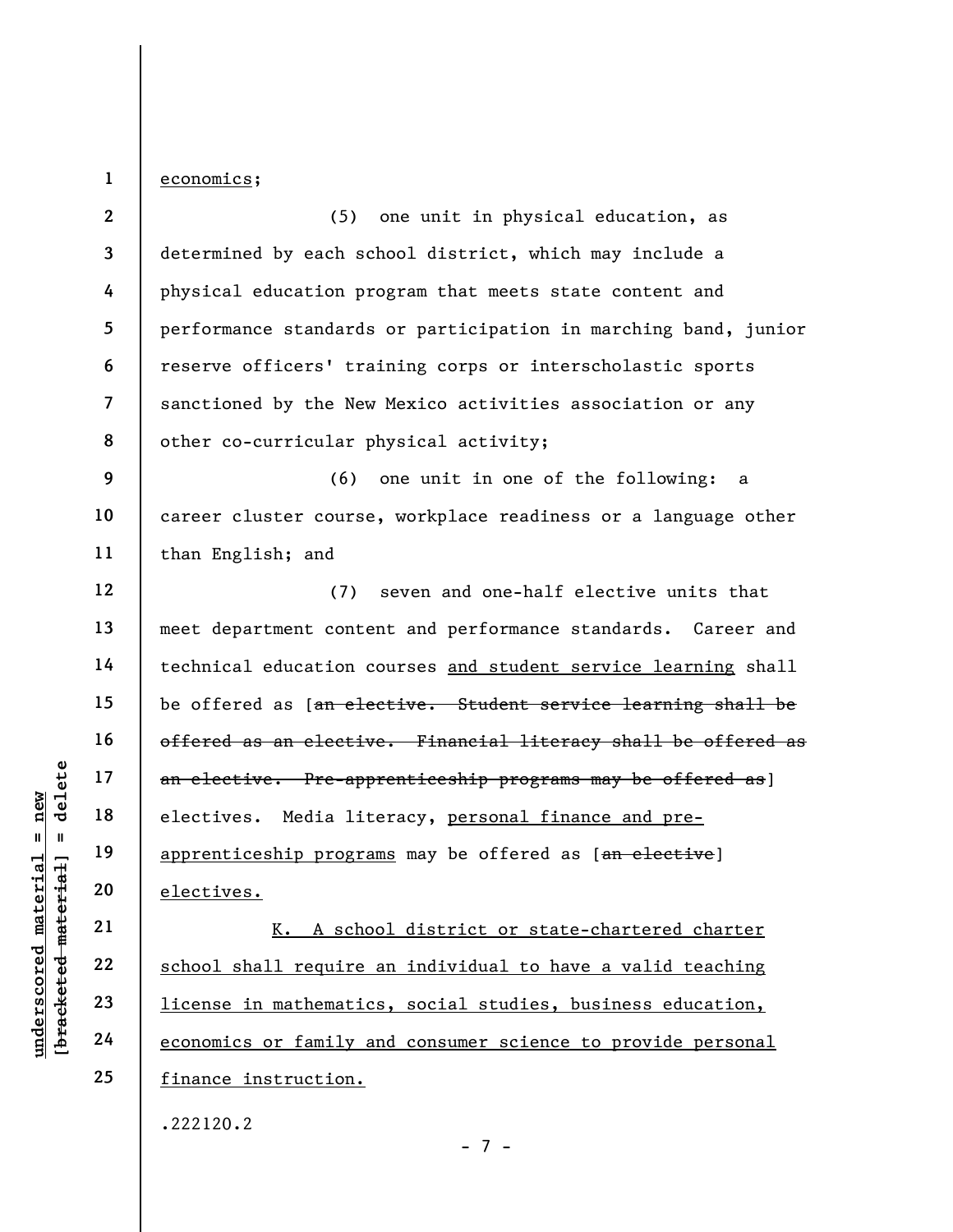economics;

(5) one unit in physical education, as determined by each school district, which may include a physical education program that meets state content and performance standards or participation in marching band, junior reserve officers' training corps or interscholastic sports sanctioned by the New Mexico activities association or any other co-curricular physical activity;

(6) one unit in one of the following: a career cluster course, workplace readiness or a language other than English; and

(7) seven and one-half elective units that meet department content and performance standards. Career and technical education courses and student service learning shall be offered as [~~an elective. Student service learning shall be offered as an elective. Financial literacy shall be offered as an elective. Pre-apprenticeship programs may be offered as~~] electives. Media literacy, personal finance and pre-apprenticeship programs may be offered as [~~an elective~~] electives.

K. A school district or state-chartered charter school shall require an individual to have a valid teaching license in mathematics, social studies, business education, economics or family and consumer science to provide personal finance instruction.

.222120.2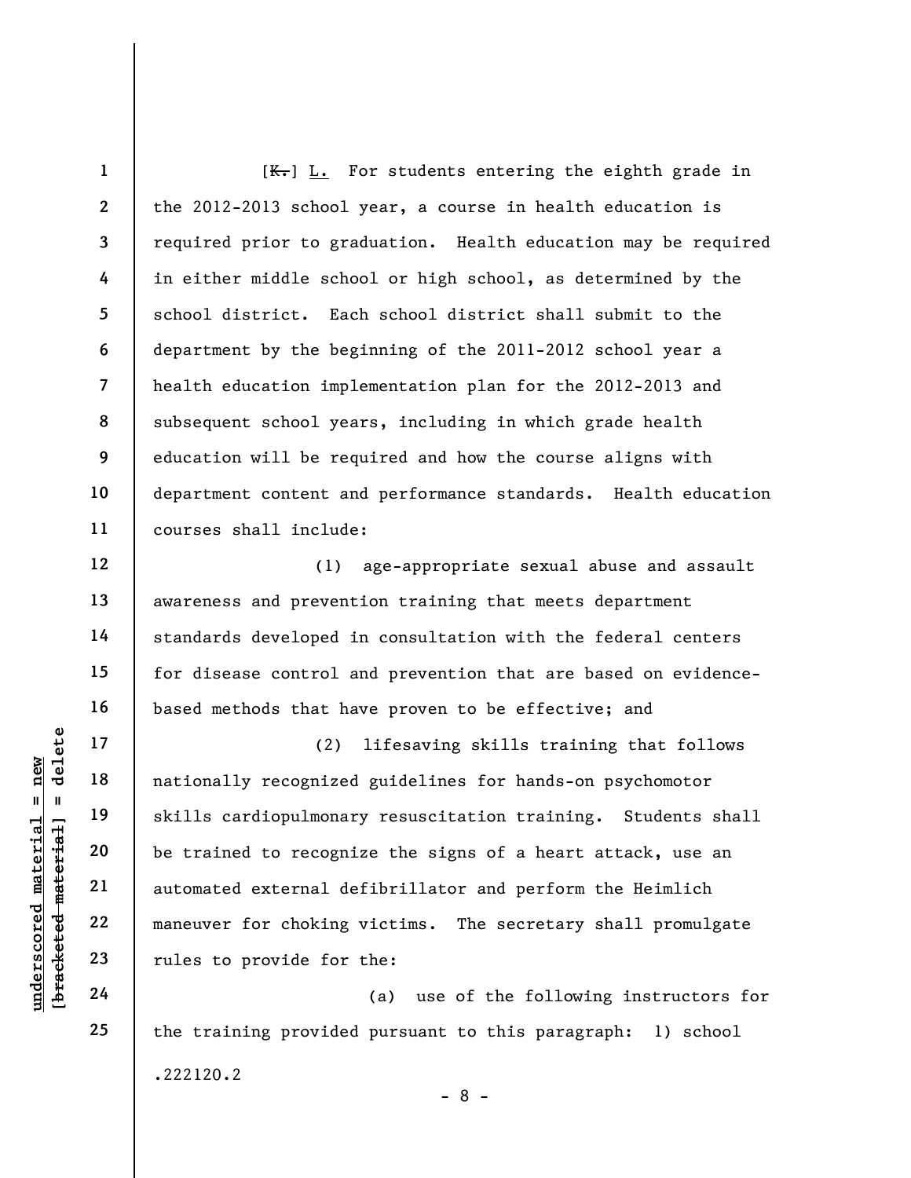[~~K.~~] L. For students entering the eighth grade in the 2012-2013 school year, a course in health education is required prior to graduation. Health education may be required in either middle school or high school, as determined by the school district. Each school district shall submit to the department by the beginning of the 2011-2012 school year a health education implementation plan for the 2012-2013 and subsequent school years, including in which grade health education will be required and how the course aligns with department content and performance standards. Health education courses shall include:

(1) age-appropriate sexual abuse and assault awareness and prevention training that meets department standards developed in consultation with the federal centers for disease control and prevention that are based on evidence-based methods that have proven to be effective; and

(2) lifesaving skills training that follows nationally recognized guidelines for hands-on psychomotor skills cardiopulmonary resuscitation training. Students shall be trained to recognize the signs of a heart attack, use an automated external defibrillator and perform the Heimlich maneuver for choking victims. The secretary shall promulgate rules to provide for the:

(a) use of the following instructors for the training provided pursuant to this paragraph: 1) school

.222120.2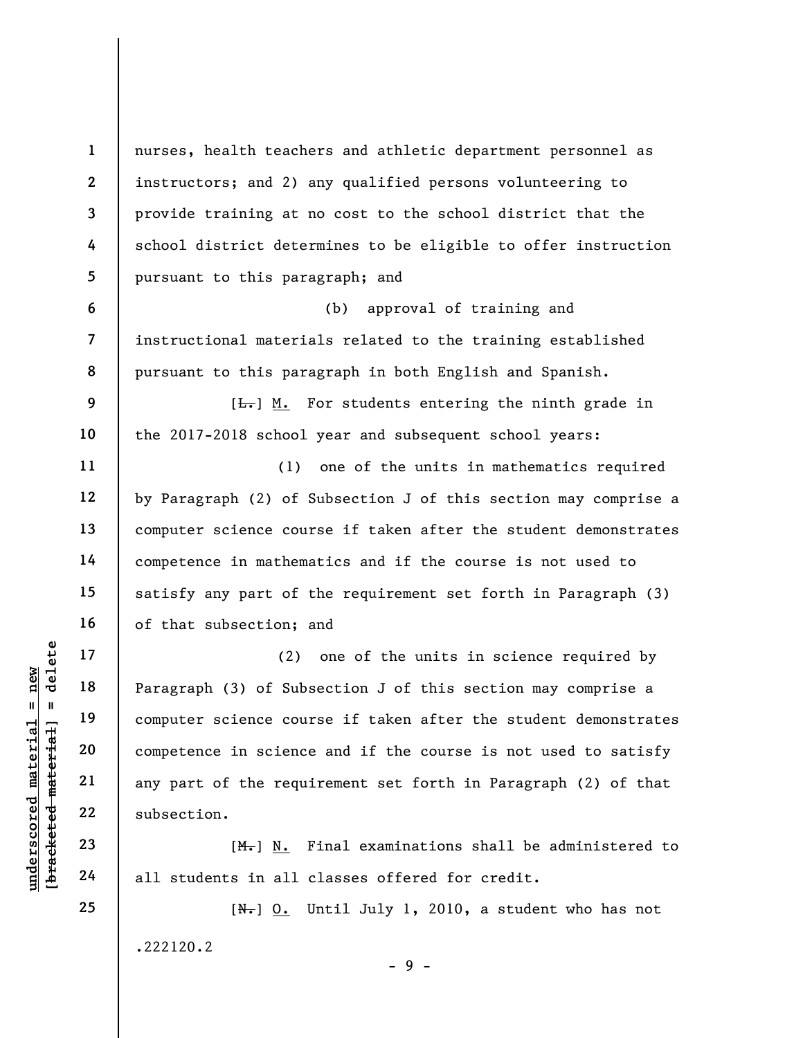nurses, health teachers and athletic department personnel as instructors; and 2) any qualified persons volunteering to provide training at no cost to the school district that the school district determines to be eligible to offer instruction pursuant to this paragraph; and

(b) approval of training and instructional materials related to the training established pursuant to this paragraph in both English and Spanish.

[~~L.~~] <u>M.</u> For students entering the ninth grade in the 2017-2018 school year and subsequent school years:

(1) one of the units in mathematics required by Paragraph (2) of Subsection J of this section may comprise a computer science course if taken after the student demonstrates competence in mathematics and if the course is not used to satisfy any part of the requirement set forth in Paragraph (3) of that subsection; and

(2) one of the units in science required by Paragraph (3) of Subsection J of this section may comprise a computer science course if taken after the student demonstrates competence in science and if the course is not used to satisfy any part of the requirement set forth in Paragraph (2) of that subsection.

[~~M.~~] <u>N.</u> Final examinations shall be administered to all students in all classes offered for credit.

[~~N.~~] <u>O.</u> Until July 1, 2010, a student who has not

.222120.2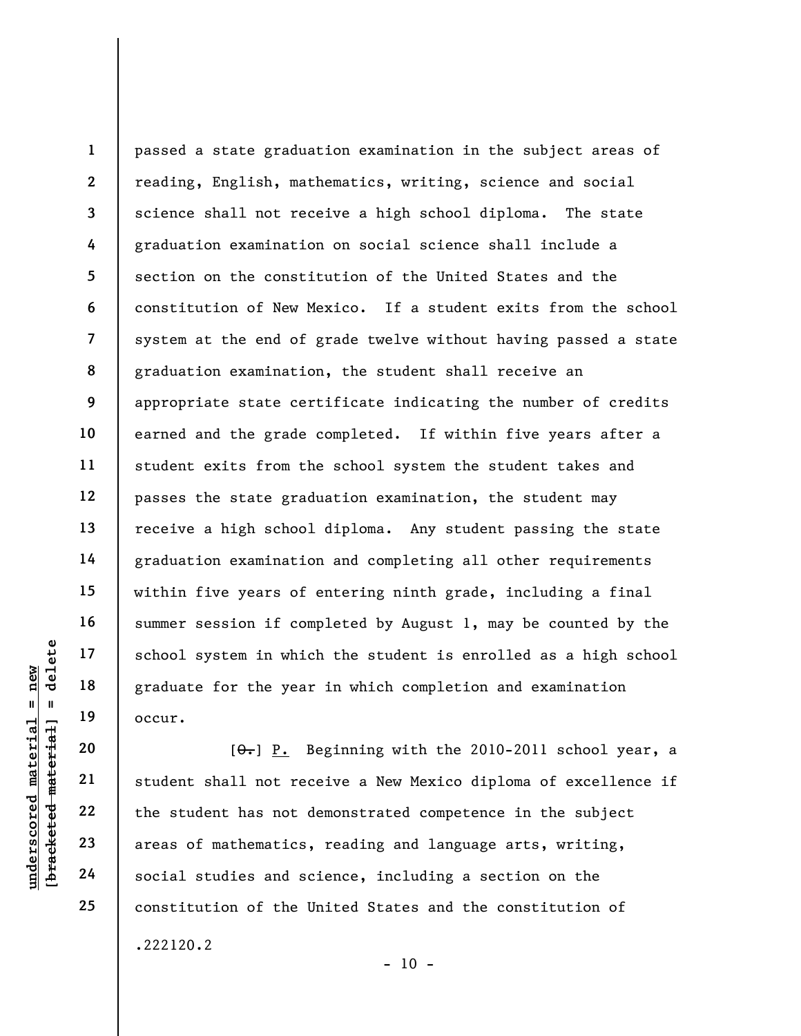passed a state graduation examination in the subject areas of reading, English, mathematics, writing, science and social science shall not receive a high school diploma. The state graduation examination on social science shall include a section on the constitution of the United States and the constitution of New Mexico. If a student exits from the school system at the end of grade twelve without having passed a state graduation examination, the student shall receive an appropriate state certificate indicating the number of credits earned and the grade completed. If within five years after a student exits from the school system the student takes and passes the state graduation examination, the student may receive a high school diploma. Any student passing the state graduation examination and completing all other requirements within five years of entering ninth grade, including a final summer session if completed by August 1, may be counted by the school system in which the student is enrolled as a high school graduate for the year in which completion and examination occur.

[~~O.~~] P. Beginning with the 2010-2011 school year, a student shall not receive a New Mexico diploma of excellence if the student has not demonstrated competence in the subject areas of mathematics, reading and language arts, writing, social studies and science, including a section on the constitution of the United States and the constitution of

.222120.2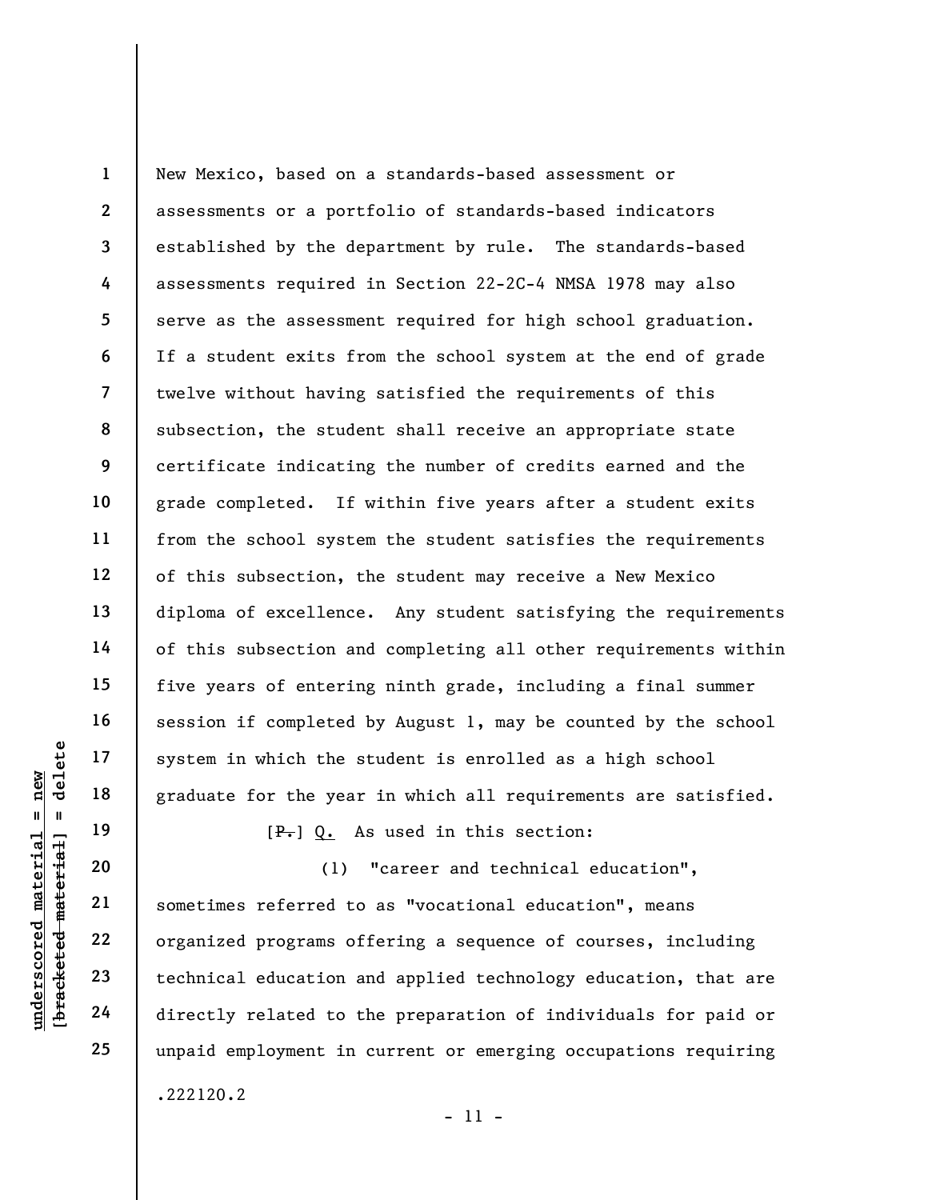New Mexico, based on a standards-based assessment or assessments or a portfolio of standards-based indicators established by the department by rule. The standards-based assessments required in Section 22-2C-4 NMSA 1978 may also serve as the assessment required for high school graduation. If a student exits from the school system at the end of grade twelve without having satisfied the requirements of this subsection, the student shall receive an appropriate state certificate indicating the number of credits earned and the grade completed. If within five years after a student exits from the school system the student satisfies the requirements of this subsection, the student may receive a New Mexico diploma of excellence. Any student satisfying the requirements of this subsection and completing all other requirements within five years of entering ninth grade, including a final summer session if completed by August 1, may be counted by the school system in which the student is enrolled as a high school graduate for the year in which all requirements are satisfied.

[~~P.~~] Q. As used in this section:

(1) "career and technical education", sometimes referred to as "vocational education", means organized programs offering a sequence of courses, including technical education and applied technology education, that are directly related to the preparation of individuals for paid or unpaid employment in current or emerging occupations requiring

.222120.2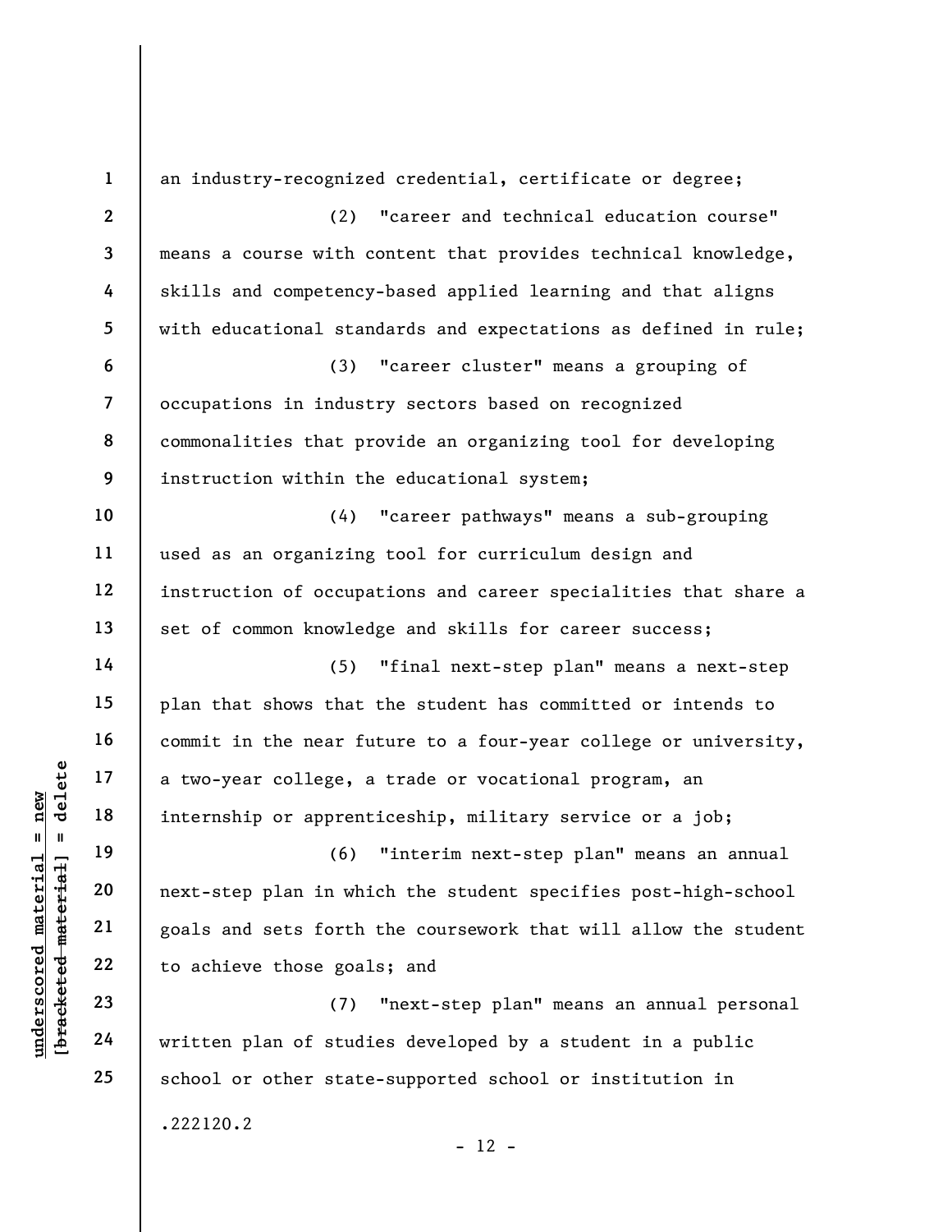an industry-recognized credential, certificate or degree;

(2) "career and technical education course" means a course with content that provides technical knowledge, skills and competency-based applied learning and that aligns with educational standards and expectations as defined in rule;

(3) "career cluster" means a grouping of occupations in industry sectors based on recognized commonalities that provide an organizing tool for developing instruction within the educational system;

(4) "career pathways" means a sub-grouping used as an organizing tool for curriculum design and instruction of occupations and career specialities that share a set of common knowledge and skills for career success;

(5) "final next-step plan" means a next-step plan that shows that the student has committed or intends to commit in the near future to a four-year college or university, a two-year college, a trade or vocational program, an internship or apprenticeship, military service or a job;

(6) "interim next-step plan" means an annual next-step plan in which the student specifies post-high-school goals and sets forth the coursework that will allow the student to achieve those goals; and

(7) "next-step plan" means an annual personal written plan of studies developed by a student in a public school or other state-supported school or institution in

.222120.2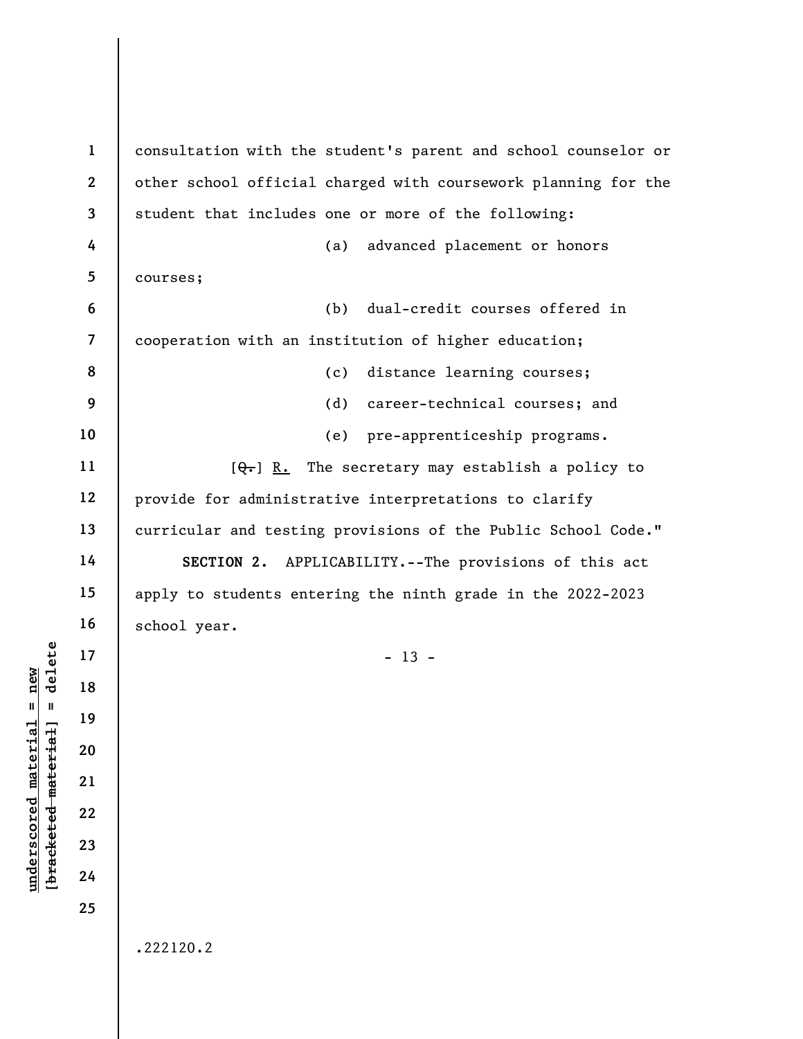consultation with the student's parent and school counselor or other school official charged with coursework planning for the student that includes one or more of the following:

(a) advanced placement or honors courses;

(b) dual-credit courses offered in cooperation with an institution of higher education;

(c) distance learning courses;

(d) career-technical courses; and

(e) pre-apprenticeship programs.

[~~Q.~~] R. The secretary may establish a policy to provide for administrative interpretations to clarify curricular and testing provisions of the Public School Code."

**SECTION 2.** APPLICABILITY.--The provisions of this act apply to students entering the ninth grade in the 2022-2023 school year.

.222120.2